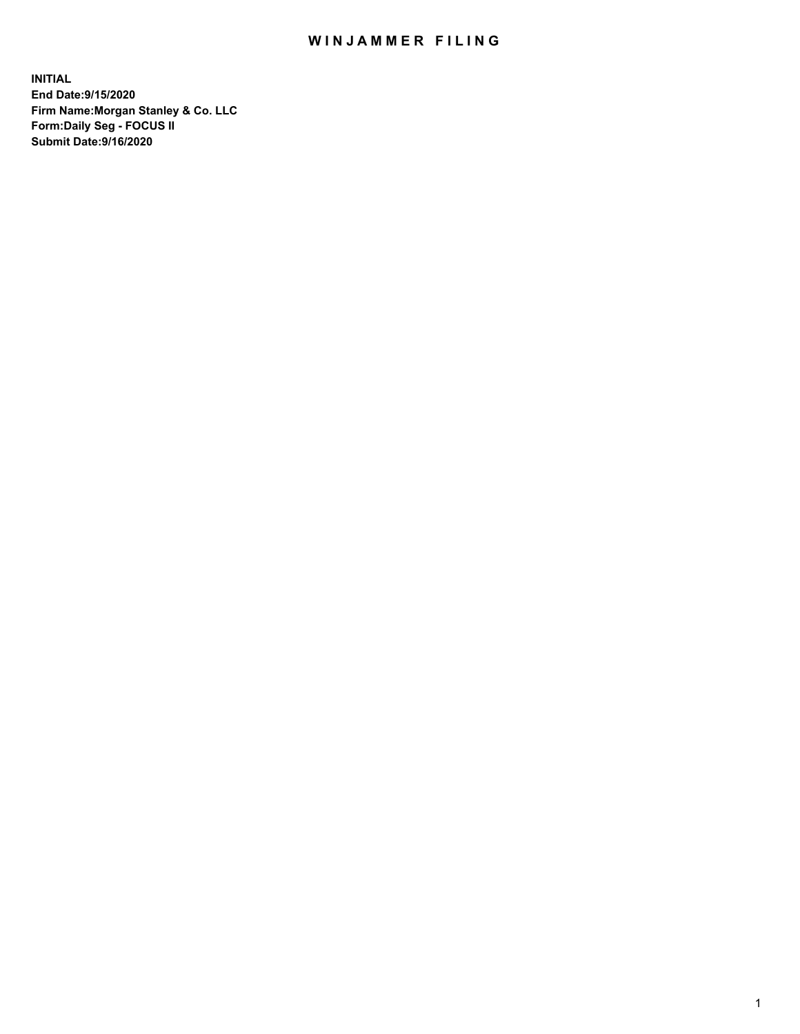# WINJAMMER FILING

**INITIAL**
**End Date:9/15/2020**
**Firm Name:Morgan Stanley & Co. LLC**
**Form:Daily Seg - FOCUS II**
**Submit Date:9/16/2020**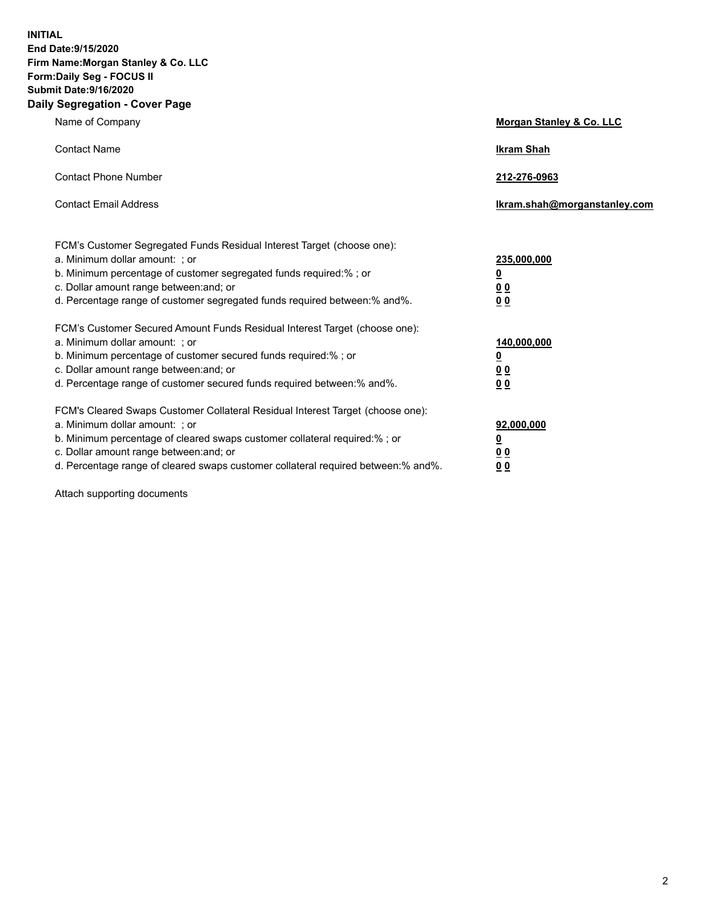**INITIAL**
**End Date:9/15/2020**
**Firm Name:Morgan Stanley & Co. LLC**
**Form:Daily Seg - FOCUS II**
**Submit Date:9/16/2020**
**Daily Segregation - Cover Page**

| | |
|---|---|
| Name of Company | **Morgan Stanley & Co. LLC** |
| Contact Name | **Ikram Shah** |
| Contact Phone Number | **212-276-0963** |
| Contact Email Address | **Ikram.shah@morganstanley.com** |

| | |
|---|---|
| FCM's Customer Segregated Funds Residual Interest Target (choose one): | |
| a. Minimum dollar amount: ; or | **235,000,000** |
| b. Minimum percentage of customer segregated funds required:% ; or | **0** |
| c. Dollar amount range between:and; or | **0 0** |
| d. Percentage range of customer segregated funds required between:% and%. | **0 0** |
| FCM's Customer Secured Amount Funds Residual Interest Target (choose one): | |
| a. Minimum dollar amount: ; or | **140,000,000** |
| b. Minimum percentage of customer secured funds required:% ; or | **0** |
| c. Dollar amount range between:and; or | **0 0** |
| d. Percentage range of customer secured funds required between:% and%. | **0 0** |
| FCM's Cleared Swaps Customer Collateral Residual Interest Target (choose one): | |
| a. Minimum dollar amount: ; or | **92,000,000** |
| b. Minimum percentage of cleared swaps customer collateral required:% ; or | **0** |
| c. Dollar amount range between:and; or | **0 0** |
| d. Percentage range of cleared swaps customer collateral required between:% and%. | **0 0** |

Attach supporting documents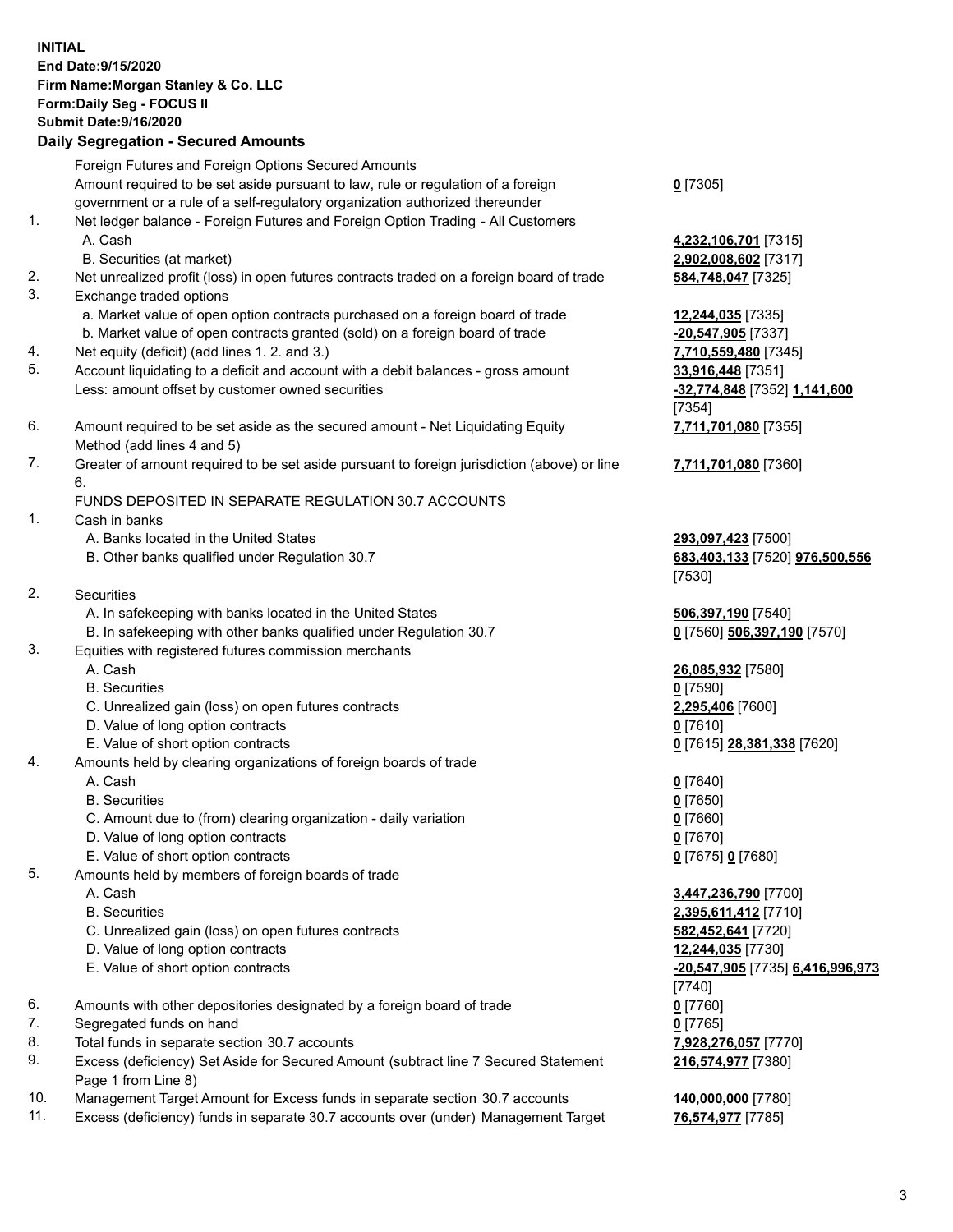**INITIAL**
**End Date:9/15/2020**
**Firm Name:Morgan Stanley & Co. LLC**
**Form:Daily Seg - FOCUS II**
**Submit Date:9/16/2020**

## Daily Segregation - Secured Amounts

| | | |
|---|---|---|
| | Foreign Futures and Foreign Options Secured Amounts | |
| | Amount required to be set aside pursuant to law, rule or regulation of a foreign government or a rule of a self-regulatory organization authorized thereunder | **0** [7305] |
| 1. | Net ledger balance - Foreign Futures and Foreign Option Trading - All Customers | |
| | A. Cash | **4,232,106,701** [7315] |
| | B. Securities (at market) | **2,902,008,602** [7317] |
| 2. | Net unrealized profit (loss) in open futures contracts traded on a foreign board of trade | **584,748,047** [7325] |
| 3. | Exchange traded options | |
| | a. Market value of open option contracts purchased on a foreign board of trade | **12,244,035** [7335] |
| | b. Market value of open contracts granted (sold) on a foreign board of trade | **-20,547,905** [7337] |
| 4. | Net equity (deficit) (add lines 1. 2. and 3.) | **7,710,559,480** [7345] |
| 5. | Account liquidating to a deficit and account with a debit balances - gross amount | **33,916,448** [7351] |
| | Less: amount offset by customer owned securities | **-32,774,848** [7352] **1,141,600** [7354] |
| 6. | Amount required to be set aside as the secured amount - Net Liquidating Equity Method (add lines 4 and 5) | **7,711,701,080** [7355] |
| 7. | Greater of amount required to be set aside pursuant to foreign jurisdiction (above) or line 6. | **7,711,701,080** [7360] |
| | FUNDS DEPOSITED IN SEPARATE REGULATION 30.7 ACCOUNTS | |
| 1. | Cash in banks | |
| | A. Banks located in the United States | **293,097,423** [7500] |
| | B. Other banks qualified under Regulation 30.7 | **683,403,133** [7520] **976,500,556** [7530] |
| 2. | Securities | |
| | A. In safekeeping with banks located in the United States | **506,397,190** [7540] |
| | B. In safekeeping with other banks qualified under Regulation 30.7 | **0** [7560] **506,397,190** [7570] |
| 3. | Equities with registered futures commission merchants | |
| | A. Cash | **26,085,932** [7580] |
| | B. Securities | **0** [7590] |
| | C. Unrealized gain (loss) on open futures contracts | **2,295,406** [7600] |
| | D. Value of long option contracts | **0** [7610] |
| | E. Value of short option contracts | **0** [7615] **28,381,338** [7620] |
| 4. | Amounts held by clearing organizations of foreign boards of trade | |
| | A. Cash | **0** [7640] |
| | B. Securities | **0** [7650] |
| | C. Amount due to (from) clearing organization - daily variation | **0** [7660] |
| | D. Value of long option contracts | **0** [7670] |
| | E. Value of short option contracts | **0** [7675] **0** [7680] |
| 5. | Amounts held by members of foreign boards of trade | |
| | A. Cash | **3,447,236,790** [7700] |
| | B. Securities | **2,395,611,412** [7710] |
| | C. Unrealized gain (loss) on open futures contracts | **582,452,641** [7720] |
| | D. Value of long option contracts | **12,244,035** [7730] |
| | E. Value of short option contracts | **-20,547,905** [7735] **6,416,996,973** [7740] |
| 6. | Amounts with other depositories designated by a foreign board of trade | **0** [7760] |
| 7. | Segregated funds on hand | **0** [7765] |
| 8. | Total funds in separate section 30.7 accounts | **7,928,276,057** [7770] |
| 9. | Excess (deficiency) Set Aside for Secured Amount (subtract line 7 Secured Statement Page 1 from Line 8) | **216,574,977** [7380] |
| 10. | Management Target Amount for Excess funds in separate section 30.7 accounts | **140,000,000** [7780] |
| 11. | Excess (deficiency) funds in separate 30.7 accounts over (under) Management Target | **76,574,977** [7785] |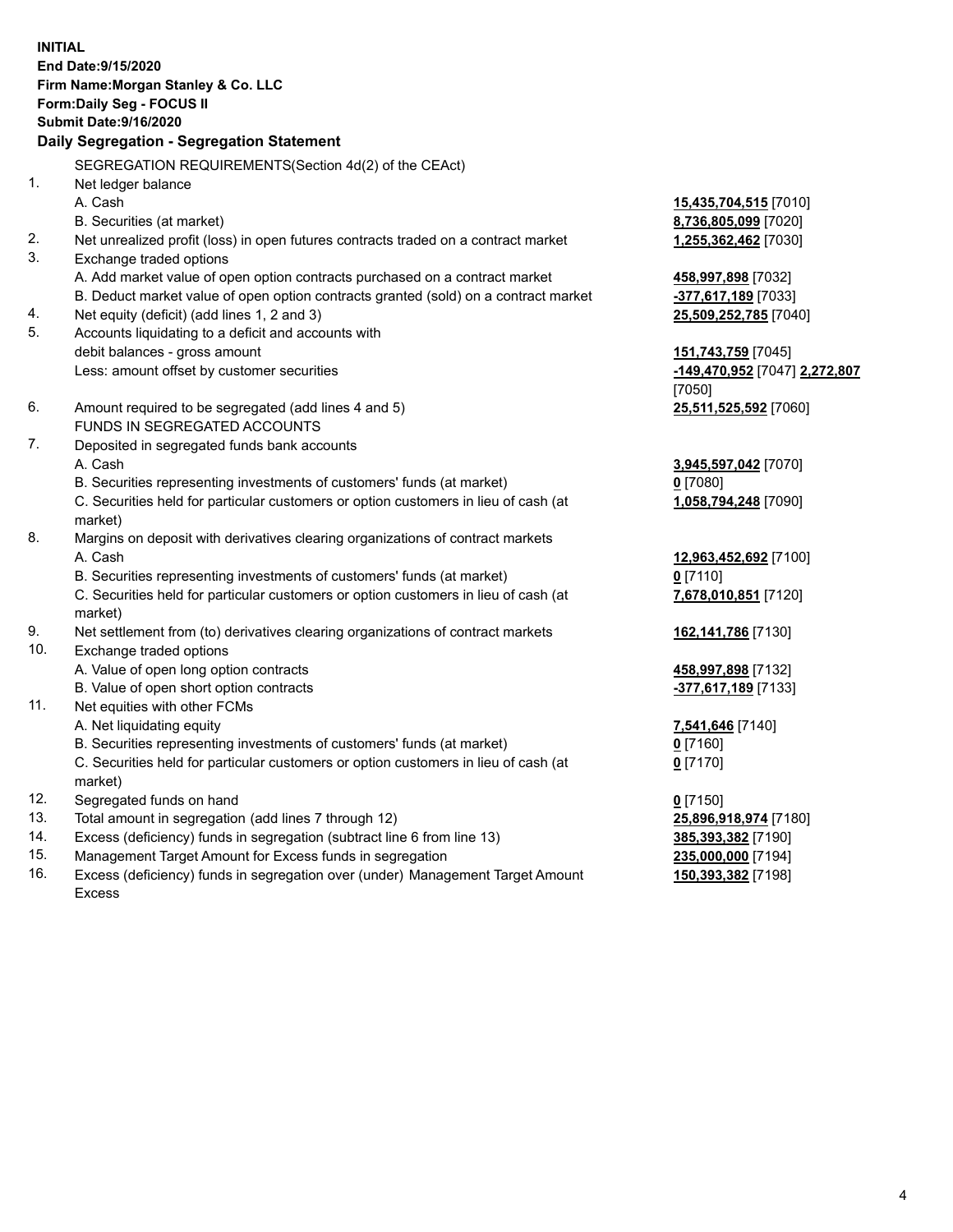**INITIAL**
**End Date:9/15/2020**
**Firm Name:Morgan Stanley & Co. LLC**
**Form:Daily Seg - FOCUS II**
**Submit Date:9/16/2020**

### Daily Segregation - Segregation Statement

SEGREGATION REQUIREMENTS(Section 4d(2) of the CEAct)

| | | |
|---|---|---|
| 1. | Net ledger balance | |
| | A. Cash | **15,435,704,515** [7010] |
| | B. Securities (at market) | **8,736,805,099** [7020] |
| 2. | Net unrealized profit (loss) in open futures contracts traded on a contract market | **1,255,362,462** [7030] |
| 3. | Exchange traded options | |
| | A. Add market value of open option contracts purchased on a contract market | **458,997,898** [7032] |
| | B. Deduct market value of open option contracts granted (sold) on a contract market | **-377,617,189** [7033] |
| 4. | Net equity (deficit) (add lines 1, 2 and 3) | **25,509,252,785** [7040] |
| 5. | Accounts liquidating to a deficit and accounts with debit balances - gross amount | **151,743,759** [7045] |
| | Less: amount offset by customer securities | **-149,470,952** [7047] **2,272,807** [7050] |
| 6. | Amount required to be segregated (add lines 4 and 5) | **25,511,525,592** [7060] |
| | FUNDS IN SEGREGATED ACCOUNTS | |
| 7. | Deposited in segregated funds bank accounts | |
| | A. Cash | **3,945,597,042** [7070] |
| | B. Securities representing investments of customers' funds (at market) | **0** [7080] |
| | C. Securities held for particular customers or option customers in lieu of cash (at market) | **1,058,794,248** [7090] |
| 8. | Margins on deposit with derivatives clearing organizations of contract markets | |
| | A. Cash | **12,963,452,692** [7100] |
| | B. Securities representing investments of customers' funds (at market) | **0** [7110] |
| | C. Securities held for particular customers or option customers in lieu of cash (at market) | **7,678,010,851** [7120] |
| 9. | Net settlement from (to) derivatives clearing organizations of contract markets | **162,141,786** [7130] |
| 10. | Exchange traded options | |
| | A. Value of open long option contracts | **458,997,898** [7132] |
| | B. Value of open short option contracts | **-377,617,189** [7133] |
| 11. | Net equities with other FCMs | |
| | A. Net liquidating equity | **7,541,646** [7140] |
| | B. Securities representing investments of customers' funds (at market) | **0** [7160] |
| | C. Securities held for particular customers or option customers in lieu of cash (at market) | **0** [7170] |
| 12. | Segregated funds on hand | **0** [7150] |
| 13. | Total amount in segregation (add lines 7 through 12) | **25,896,918,974** [7180] |
| 14. | Excess (deficiency) funds in segregation (subtract line 6 from line 13) | **385,393,382** [7190] |
| 15. | Management Target Amount for Excess funds in segregation | **235,000,000** [7194] |
| 16. | Excess (deficiency) funds in segregation over (under) Management Target Amount Excess | **150,393,382** [7198] |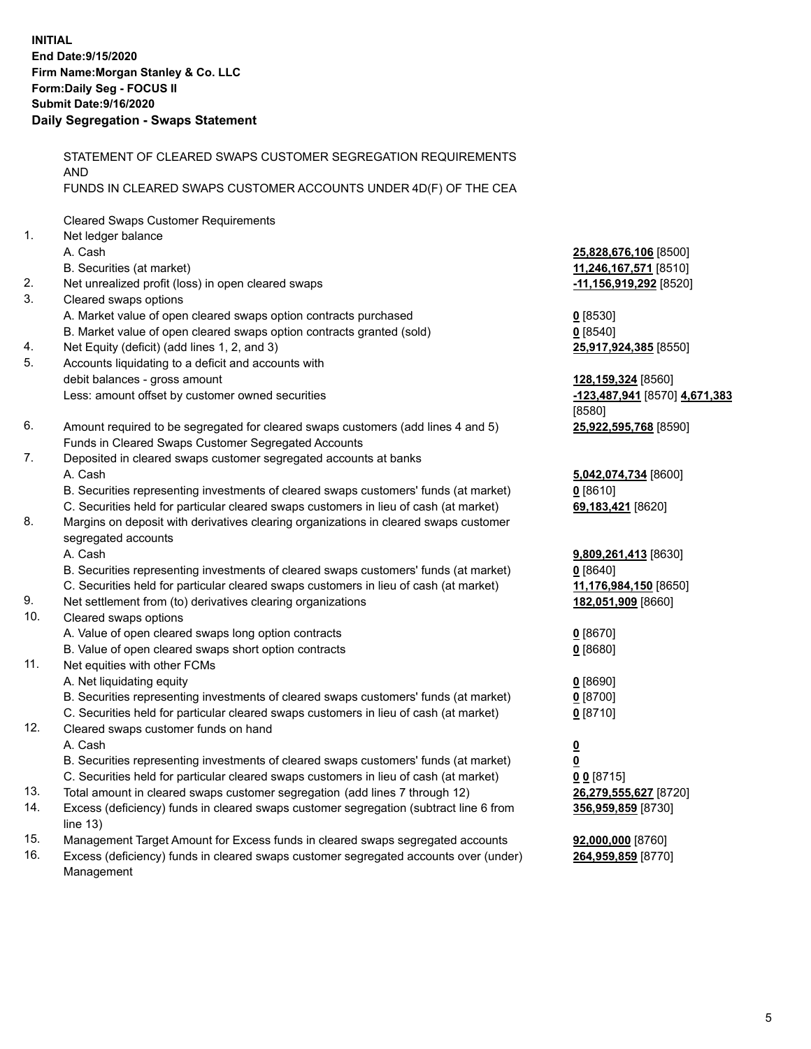**INITIAL**
**End Date:9/15/2020**
**Firm Name:Morgan Stanley & Co. LLC**
**Form:Daily Seg - FOCUS II**
**Submit Date:9/16/2020**
**Daily Segregation - Swaps Statement**

STATEMENT OF CLEARED SWAPS CUSTOMER SEGREGATION REQUIREMENTS AND FUNDS IN CLEARED SWAPS CUSTOMER ACCOUNTS UNDER 4D(F) OF THE CEA

| | | |
|---|---|---|
| | Cleared Swaps Customer Requirements | |
| 1. | Net ledger balance | |
| | A. Cash | **25,828,676,106** [8500] |
| | B. Securities (at market) | **11,246,167,571** [8510] |
| 2. | Net unrealized profit (loss) in open cleared swaps | **-11,156,919,292** [8520] |
| 3. | Cleared swaps options | |
| | A. Market value of open cleared swaps option contracts purchased | **0** [8530] |
| | B. Market value of open cleared swaps option contracts granted (sold) | **0** [8540] |
| 4. | Net Equity (deficit) (add lines 1, 2, and 3) | **25,917,924,385** [8550] |
| 5. | Accounts liquidating to a deficit and accounts with debit balances - gross amount | **128,159,324** [8560] |
| | Less: amount offset by customer owned securities | **-123,487,941** [8570] **4,671,383** [8580] |
| 6. | Amount required to be segregated for cleared swaps customers (add lines 4 and 5) | **25,922,595,768** [8590] |
| | Funds in Cleared Swaps Customer Segregated Accounts | |
| 7. | Deposited in cleared swaps customer segregated accounts at banks | |
| | A. Cash | **5,042,074,734** [8600] |
| | B. Securities representing investments of cleared swaps customers' funds (at market) | **0** [8610] |
| | C. Securities held for particular cleared swaps customers in lieu of cash (at market) | **69,183,421** [8620] |
| 8. | Margins on deposit with derivatives clearing organizations in cleared swaps customer segregated accounts | |
| | A. Cash | **9,809,261,413** [8630] |
| | B. Securities representing investments of cleared swaps customers' funds (at market) | **0** [8640] |
| | C. Securities held for particular cleared swaps customers in lieu of cash (at market) | **11,176,984,150** [8650] |
| 9. | Net settlement from (to) derivatives clearing organizations | **182,051,909** [8660] |
| 10. | Cleared swaps options | |
| | A. Value of open cleared swaps long option contracts | **0** [8670] |
| | B. Value of open cleared swaps short option contracts | **0** [8680] |
| 11. | Net equities with other FCMs | |
| | A. Net liquidating equity | **0** [8690] |
| | B. Securities representing investments of cleared swaps customers' funds (at market) | **0** [8700] |
| | C. Securities held for particular cleared swaps customers in lieu of cash (at market) | **0** [8710] |
| 12. | Cleared swaps customer funds on hand | |
| | A. Cash | **0** |
| | B. Securities representing investments of cleared swaps customers' funds (at market) | **0** |
| | C. Securities held for particular cleared swaps customers in lieu of cash (at market) | **0** **0** [8715] |
| 13. | Total amount in cleared swaps customer segregation (add lines 7 through 12) | **26,279,555,627** [8720] |
| 14. | Excess (deficiency) funds in cleared swaps customer segregation (subtract line 6 from line 13) | **356,959,859** [8730] |
| 15. | Management Target Amount for Excess funds in cleared swaps segregated accounts | **92,000,000** [8760] |
| 16. | Excess (deficiency) funds in cleared swaps customer segregated accounts over (under) Management | **264,959,859** [8770] |